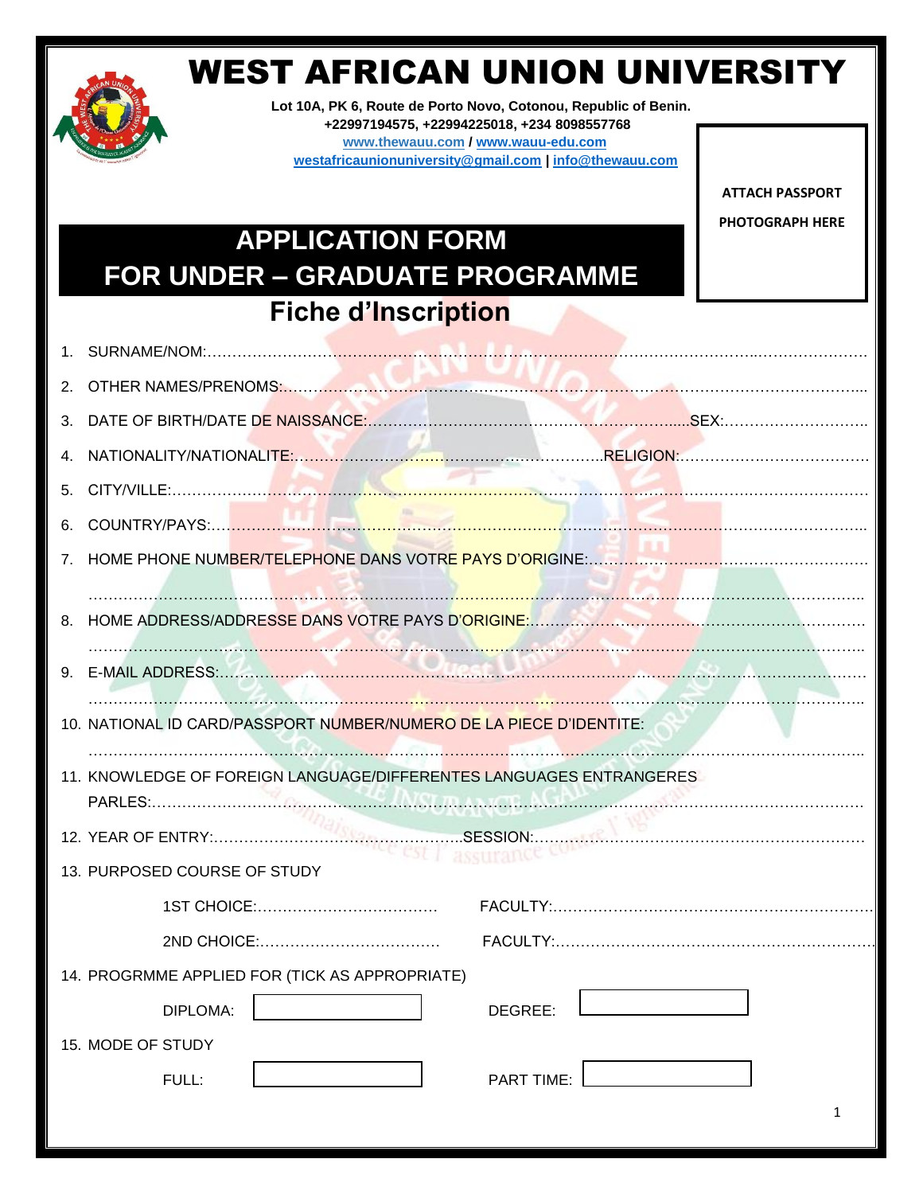# WEST AFRICAN UNION UNIVERSITY

**Lot 10A, PK 6, Route de Porto Novo, Cotonou, Republic of Benin.**
**+22997194575, +22994225018, +234 8098557768**
**www.thewauu.com / www.wauu-edu.com**
**westafricaunionuniversity@gmail.com | info@thewauu.com**

**ATTACH PASSPORT PHOTOGRAPH HERE**

## APPLICATION FORM
## FOR UNDER – GRADUATE PROGRAMME
## Fiche d'Inscription

1. SURNAME/NOM:……………………………………………………………………………………………………
2. OTHER NAMES/PRENOMS:…………………………………………………………………………………………
3. DATE OF BIRTH/DATE DE NAISSANCE:……………………………………………………SEX:…………………
4. NATIONALITY/NATIONALITE:………………………………………………RELIGION:…………………………
5. CITY/VILLE:…………………………………………………………………………………………………………
6. COUNTRY/PAYS:……………………………………………………………………………………………………
7. HOME PHONE NUMBER/TELEPHONE DANS VOTRE PAYS D'ORIGINE:……………………………………
   ……………………………………………………………………………………………………………………………
8. HOME ADDRESS/ADDRESSE DANS VOTRE PAYS D'ORIGINE:…………………………………………………
   ……………………………………………………………………………………………………………………………
9. E-MAIL ADDRESS:……………………………………………………………………………………………………
   ……………………………………………………………………………………………………………………………
10. NATIONAL ID CARD/PASSPORT NUMBER/NUMERO DE LA PIECE D'IDENTITE:
    ……………………………………………………………………………………………………………………………
11. KNOWLEDGE OF FOREIGN LANGUAGE/DIFFERENTES LANGUAGES ENTRANGERES PARLES:……………………………………………………………………………………………………………
12. YEAR OF ENTRY:……………………………………SESSION:……………………………………………
13. PURPOSED COURSE OF STUDY

    1ST CHOICE:……………………………… FACULTY:……………………………………………………

    2ND CHOICE:……………………………… FACULTY:……………………………………………………
14. PROGRMME APPLIED FOR (TICK AS APPROPRIATE)

    DIPLOMA: [ ] DEGREE: [ ]
15. MODE OF STUDY

    FULL: [ ] PART TIME: [ ]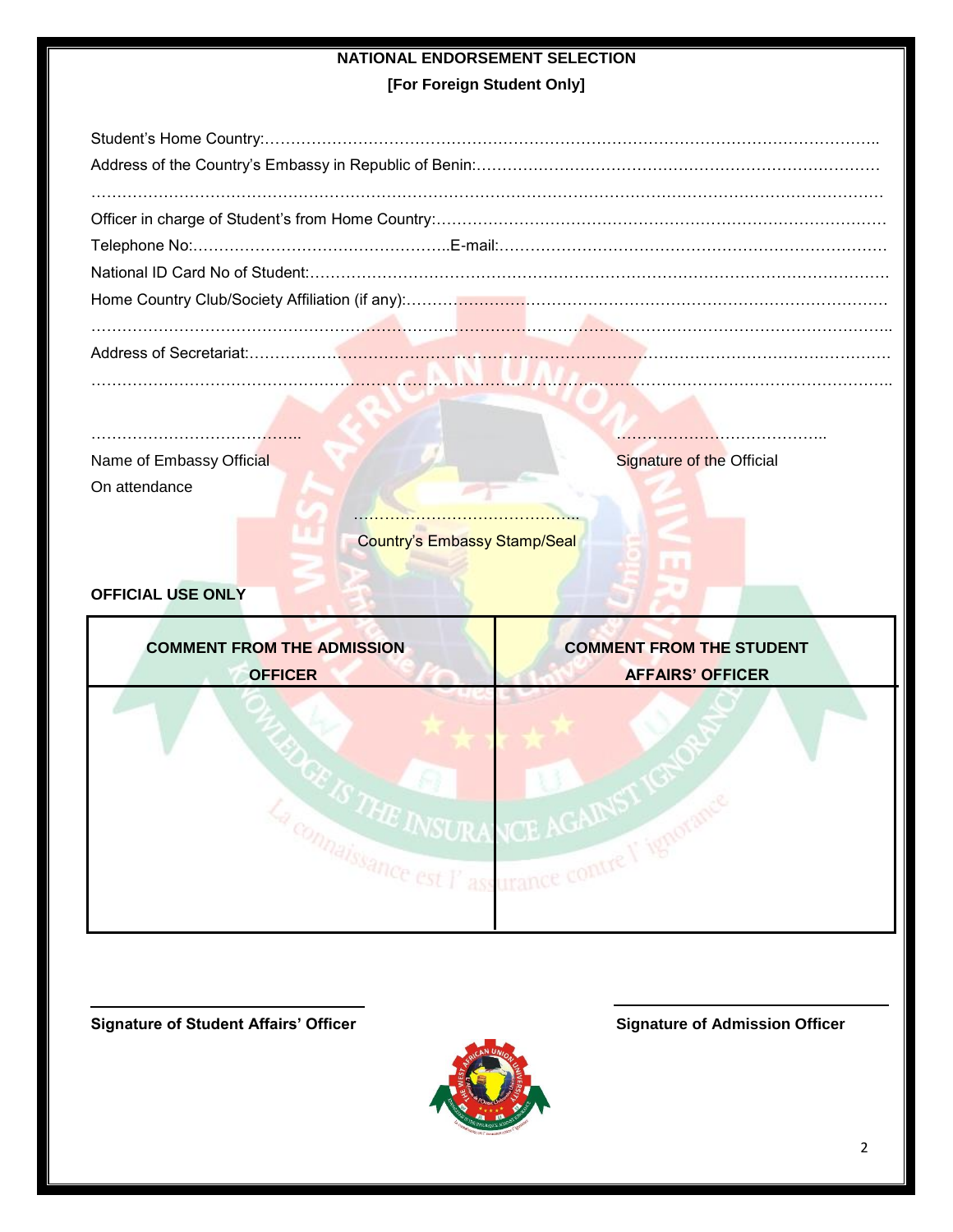**NATIONAL ENDORSEMENT SELECTION**

**[For Foreign Student Only]**

Student's Home Country:…………………………………………………………………………………………………………..

Address of the Country's Embassy in Republic of Benin:……………………………………………………………………

……………………………………………………………………………………………………………………………………

Officer in charge of Student's from Home Country:…………………………………………………………………………

Telephone No:…………………………………………..E-mail:…………………………………………………………………

National ID Card No of Student:………………………………………………………………………………………………

Home Country Club/Society Affiliation (if any):………………………………………………………………………………

……………………………………………………………………………………………………………………………………..

Address of Secretariat:…………………………………………………………………………………………………………

……………………………………………………………………………………………………………………………………..

…………………………………..

Name of Embassy Official
On attendance

…………………………………..

Signature of the Official

……………………………………..

Country's Embassy Stamp/Seal

**OFFICIAL USE ONLY**

| **COMMENT FROM THE ADMISSION OFFICER** | **COMMENT FROM THE STUDENT AFFAIRS' OFFICER** |
|---|---|
| | |

______________________________

**Signature of Student Affairs' Officer**

______________________________

**Signature of Admission Officer**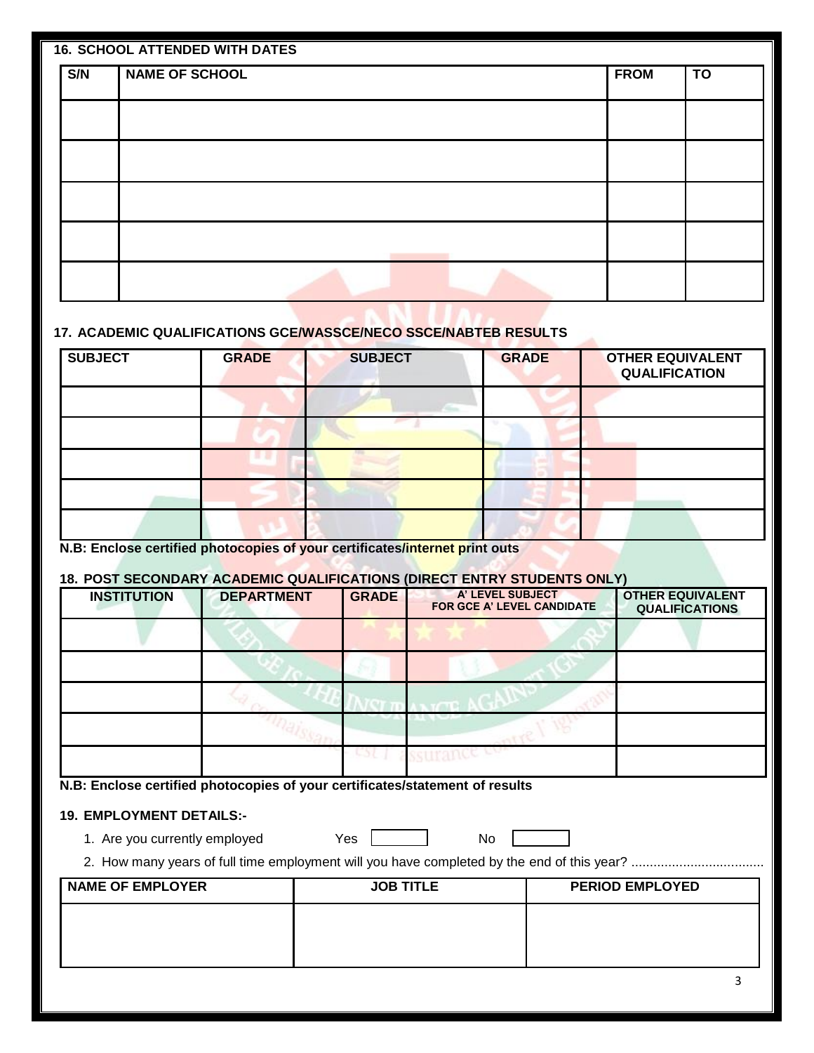### 16. SCHOOL ATTENDED WITH DATES

| S/N | NAME OF SCHOOL | FROM | TO |
|---|---|---|---|
| | | | |
| | | | |
| | | | |
| | | | |
| | | | |

### 17. ACADEMIC QUALIFICATIONS GCE/WASSCE/NECO SSCE/NABTEB RESULTS

| SUBJECT | GRADE | SUBJECT | GRADE | OTHER EQUIVALENT QUALIFICATION |
|---|---|---|---|---|
| | | | | |
| | | | | |
| | | | | |
| | | | | |
| | | | | |

**N.B: Enclose certified photocopies of your certificates/internet print outs**

### 18. POST SECONDARY ACADEMIC QUALIFICATIONS (DIRECT ENTRY STUDENTS ONLY)

| INSTITUTION | DEPARTMENT | GRADE | A' LEVEL SUBJECT FOR GCE A' LEVEL CANDIDATE | OTHER EQUIVALENT QUALIFICATIONS |
|---|---|---|---|---|
| | | | | |
| | | | | |
| | | | | |
| | | | | |
| | | | | |

**N.B: Enclose certified photocopies of your certificates/statement of results**

### 19. EMPLOYMENT DETAILS:-

1. Are you currently employed Yes ☐ No ☐
2. How many years of full time employment will you have completed by the end of this year? ....................................

| NAME OF EMPLOYER | JOB TITLE | PERIOD EMPLOYED |
|---|---|---|
| | | |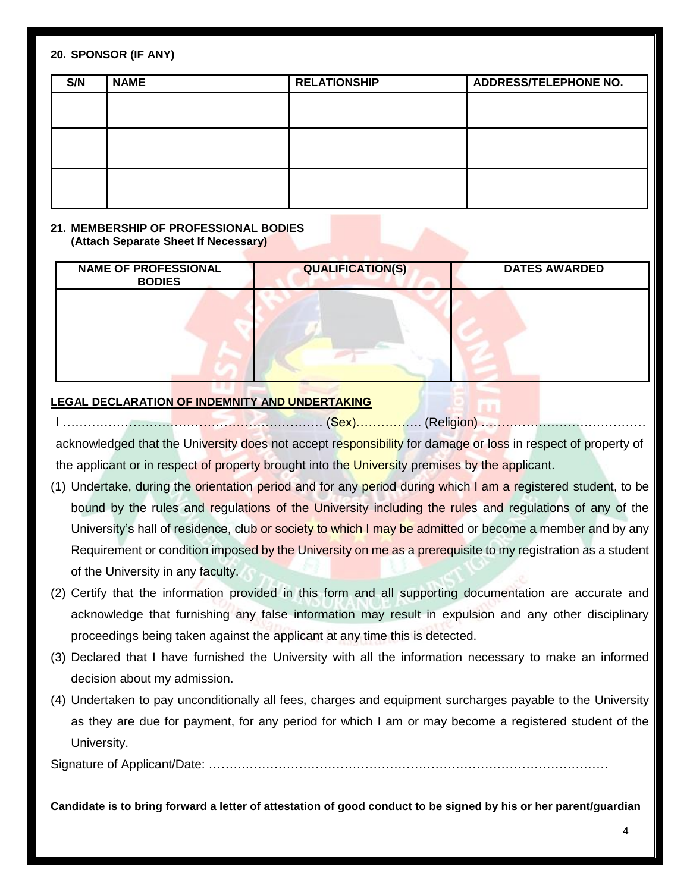**20. SPONSOR (IF ANY)**

| S/N | NAME | RELATIONSHIP | ADDRESS/TELEPHONE NO. |
|---|---|---|---|
| | | | |
| | | | |
| | | | |

**21. MEMBERSHIP OF PROFESSIONAL BODIES**
**(Attach Separate Sheet If Necessary)**

| NAME OF PROFESSIONAL BODIES | QUALIFICATION(S) | DATES AWARDED |
|---|---|---|
| | | |

**LEGAL DECLARATION OF INDEMNITY AND UNDERTAKING**

I ……………………………………………………… (Sex)……………. (Religion) …………………………………
acknowledged that the University does not accept responsibility for damage or loss in respect of property of the applicant or in respect of property brought into the University premises by the applicant.

(1) Undertake, during the orientation period and for any period during which I am a registered student, to be bound by the rules and regulations of the University including the rules and regulations of any of the University's hall of residence, club or society to which I may be admitted or become a member and by any Requirement or condition imposed by the University on me as a prerequisite to my registration as a student of the University in any faculty.

(2) Certify that the information provided in this form and all supporting documentation are accurate and acknowledge that furnishing any false information may result in expulsion and any other disciplinary proceedings being taken against the applicant at any time this is detected.

(3) Declared that I have furnished the University with all the information necessary to make an informed decision about my admission.

(4) Undertaken to pay unconditionally all fees, charges and equipment surcharges payable to the University as they are due for payment, for any period for which I am or may become a registered student of the University.

Signature of Applicant/Date: ………………………………………………………………………………

**Candidate is to bring forward a letter of attestation of good conduct to be signed by his or her parent/guardian**